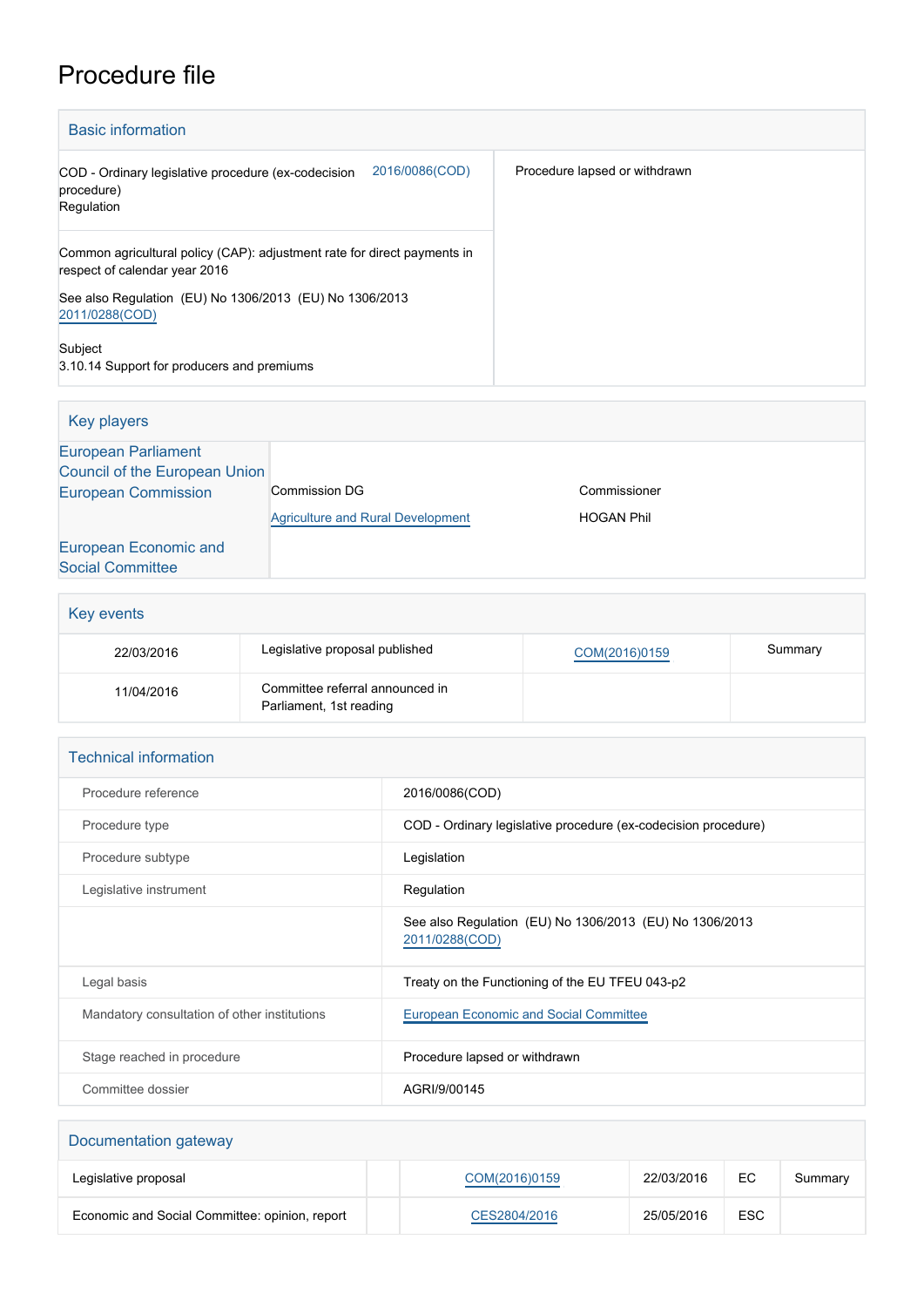# Procedure file

## Basic information

| | |
|---|---|
| COD - Ordinary legislative procedure (ex-codecision procedure) Regulation 2016/0086(COD) | Procedure lapsed or withdrawn |
| Common agricultural policy (CAP): adjustment rate for direct payments in respect of calendar year 2016 | |
| See also Regulation (EU) No 1306/2013 (EU) No 1306/2013 2011/0288(COD) | |
| Subject 3.10.14 Support for producers and premiums | |

## Key players

| | | |
|---|---|---|
| European Parliament | | |
| Council of the European Union | | |
| European Commission | Commission DG | Commissioner |
| | Agriculture and Rural Development | HOGAN Phil |
| European Economic and Social Committee | | |

## Key events

| | | | |
|---|---|---|---|
| 22/03/2016 | Legislative proposal published | COM(2016)0159 | Summary |
| 11/04/2016 | Committee referral announced in Parliament, 1st reading | | |

## Technical information

| | |
|---|---|
| Procedure reference | 2016/0086(COD) |
| Procedure type | COD - Ordinary legislative procedure (ex-codecision procedure) |
| Procedure subtype | Legislation |
| Legislative instrument | Regulation |
| | See also Regulation (EU) No 1306/2013 (EU) No 1306/2013 2011/0288(COD) |
| Legal basis | Treaty on the Functioning of the EU TFEU 043-p2 |
| Mandatory consultation of other institutions | European Economic and Social Committee |
| Stage reached in procedure | Procedure lapsed or withdrawn |
| Committee dossier | AGRI/9/00145 |

## Documentation gateway

| | | | | | |
|---|---|---|---|---|---|
| Legislative proposal | | COM(2016)0159 | 22/03/2016 | EC | Summary |
| Economic and Social Committee: opinion, report | | CES2804/2016 | 25/05/2016 | ESC | |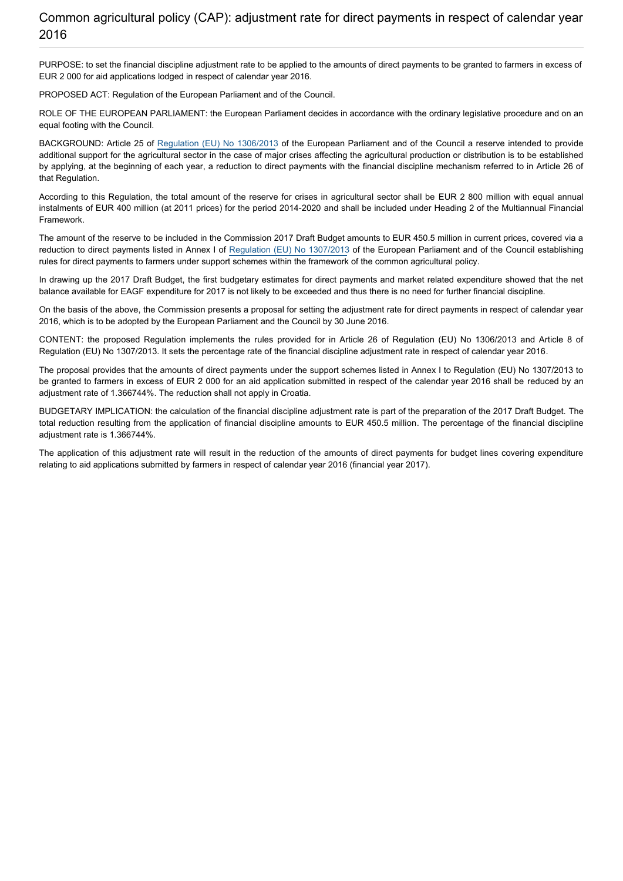# Common agricultural policy (CAP): adjustment rate for direct payments in respect of calendar year 2016

PURPOSE: to set the financial discipline adjustment rate to be applied to the amounts of direct payments to be granted to farmers in excess of EUR 2 000 for aid applications lodged in respect of calendar year 2016.

PROPOSED ACT: Regulation of the European Parliament and of the Council.

ROLE OF THE EUROPEAN PARLIAMENT: the European Parliament decides in accordance with the ordinary legislative procedure and on an equal footing with the Council.

BACKGROUND: Article 25 of Regulation (EU) No 1306/2013 of the European Parliament and of the Council a reserve intended to provide additional support for the agricultural sector in the case of major crises affecting the agricultural production or distribution is to be established by applying, at the beginning of each year, a reduction to direct payments with the financial discipline mechanism referred to in Article 26 of that Regulation.

According to this Regulation, the total amount of the reserve for crises in agricultural sector shall be EUR 2 800 million with equal annual instalments of EUR 400 million (at 2011 prices) for the period 2014-2020 and shall be included under Heading 2 of the Multiannual Financial Framework.

The amount of the reserve to be included in the Commission 2017 Draft Budget amounts to EUR 450.5 million in current prices, covered via a reduction to direct payments listed in Annex I of Regulation (EU) No 1307/2013 of the European Parliament and of the Council establishing rules for direct payments to farmers under support schemes within the framework of the common agricultural policy.

In drawing up the 2017 Draft Budget, the first budgetary estimates for direct payments and market related expenditure showed that the net balance available for EAGF expenditure for 2017 is not likely to be exceeded and thus there is no need for further financial discipline.

On the basis of the above, the Commission presents a proposal for setting the adjustment rate for direct payments in respect of calendar year 2016, which is to be adopted by the European Parliament and the Council by 30 June 2016.

CONTENT: the proposed Regulation implements the rules provided for in Article 26 of Regulation (EU) No 1306/2013 and Article 8 of Regulation (EU) No 1307/2013. It sets the percentage rate of the financial discipline adjustment rate in respect of calendar year 2016.

The proposal provides that the amounts of direct payments under the support schemes listed in Annex I to Regulation (EU) No 1307/2013 to be granted to farmers in excess of EUR 2 000 for an aid application submitted in respect of the calendar year 2016 shall be reduced by an adjustment rate of 1.366744%. The reduction shall not apply in Croatia.

BUDGETARY IMPLICATION: the calculation of the financial discipline adjustment rate is part of the preparation of the 2017 Draft Budget. The total reduction resulting from the application of financial discipline amounts to EUR 450.5 million. The percentage of the financial discipline adjustment rate is 1.366744%.

The application of this adjustment rate will result in the reduction of the amounts of direct payments for budget lines covering expenditure relating to aid applications submitted by farmers in respect of calendar year 2016 (financial year 2017).